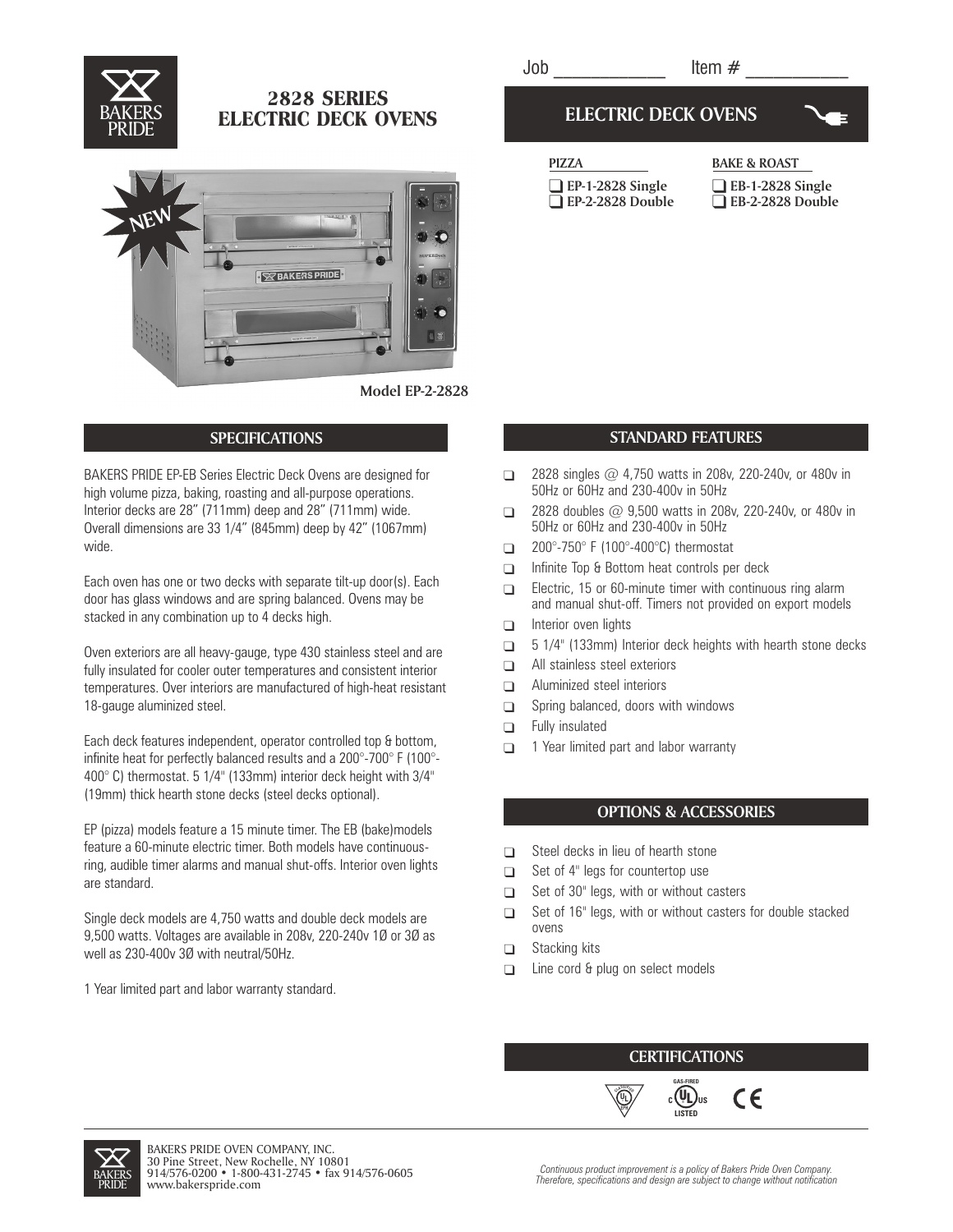# 2828 SERIES ELECTRIC DECK OVENS

Job ___________ Item # ___________

## ELECTRIC DECK OVENS

**PIZZA**

- ❑ **EP-1-2828 Single**
- ❑ **EP-2-2828 Double**

**BAKE & ROAST**

- ❑ **EB-1-2828 Single**
- ❑ **EB-2-2828 Double**

NEW

**Model EP-2-2828**

## SPECIFICATIONS

BAKERS PRIDE EP-EB Series Electric Deck Ovens are designed for high volume pizza, baking, roasting and all-purpose operations. Interior decks are 28" (711mm) deep and 28" (711mm) wide. Overall dimensions are 33 1/4" (845mm) deep by 42" (1067mm) wide.

Each oven has one or two decks with separate tilt-up door(s). Each door has glass windows and are spring balanced. Ovens may be stacked in any combination up to 4 decks high.

Oven exteriors are all heavy-gauge, type 430 stainless steel and are fully insulated for cooler outer temperatures and consistent interior temperatures. Over interiors are manufactured of high-heat resistant 18-gauge aluminized steel.

Each deck features independent, operator controlled top & bottom, infinite heat for perfectly balanced results and a 200°-700° F (100°-400° C) thermostat. 5 1/4" (133mm) interior deck height with 3/4" (19mm) thick hearth stone decks (steel decks optional).

EP (pizza) models feature a 15 minute timer. The EB (bake)models feature a 60-minute electric timer. Both models have continuous-ring, audible timer alarms and manual shut-offs. Interior oven lights are standard.

Single deck models are 4,750 watts and double deck models are 9,500 watts. Voltages are available in 208v, 220-240v 1Ø or 3Ø as well as 230-400v 3Ø with neutral/50Hz.

1 Year limited part and labor warranty standard.

## STANDARD FEATURES

- ❑ 2828 singles @ 4,750 watts in 208v, 220-240v, or 480v in 50Hz or 60Hz and 230-400v in 50Hz
- ❑ 2828 doubles @ 9,500 watts in 208v, 220-240v, or 480v in 50Hz or 60Hz and 230-400v in 50Hz
- ❑ 200°-750° F (100°-400°C) thermostat
- ❑ Infinite Top & Bottom heat controls per deck
- ❑ Electric, 15 or 60-minute timer with continuous ring alarm and manual shut-off. Timers not provided on export models
- ❑ Interior oven lights
- ❑ 5 1/4" (133mm) Interior deck heights with hearth stone decks
- ❑ All stainless steel exteriors
- ❑ Aluminized steel interiors
- ❑ Spring balanced, doors with windows
- ❑ Fully insulated
- ❑ 1 Year limited part and labor warranty

## OPTIONS & ACCESSORIES

- ❑ Steel decks in lieu of hearth stone
- ❑ Set of 4" legs for countertop use
- ❑ Set of 30" legs, with or without casters
- ❑ Set of 16" legs, with or without casters for double stacked ovens
- ❑ Stacking kits
- ❑ Line cord & plug on select models

## CERTIFICATIONS

GAS-FIRED c UL us LISTED · CE

BAKERS PRIDE OVEN COMPANY, INC.
30 Pine Street, New Rochelle, NY 10801
914/576-0200 • 1-800-431-2745 • fax 914/576-0605
www.bakerspride.com

*Continuous product improvement is a policy of Bakers Pride Oven Company. Therefore, specifications and design are subject to change without notification*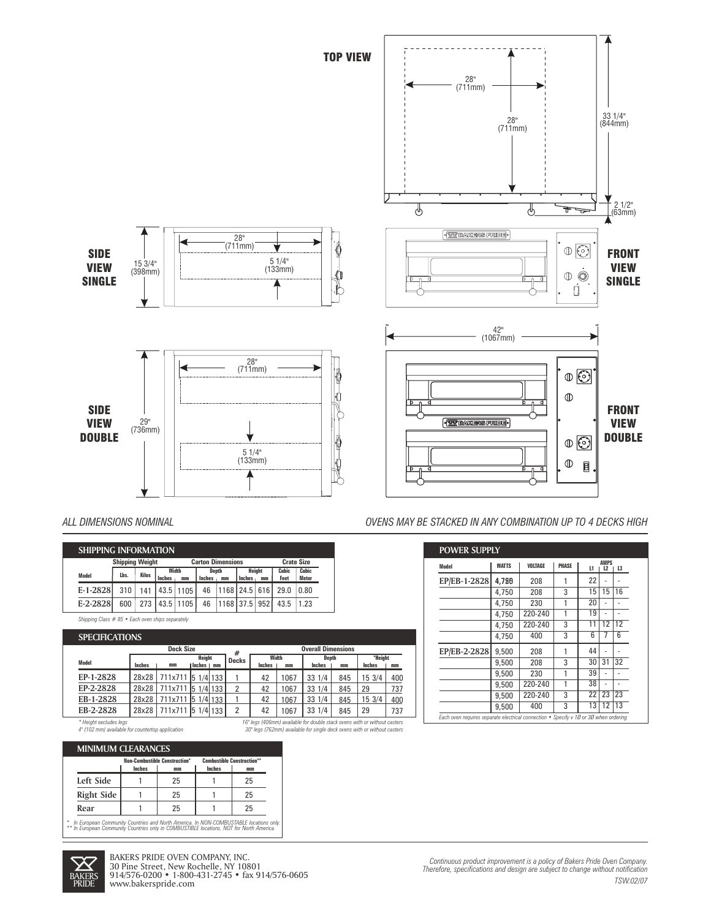TOP VIEW

28"
(711mm)

28"
(711mm)

33 1/4"
(844mm)

2 1/2"
(63mm)

SIDE VIEW SINGLE

15 3/4"
(398mm)

28"
(711mm)

5 1/4"
(133mm)

FRONT VIEW SINGLE

42"
(1067mm)

SIDE VIEW DOUBLE

29"
(736mm)

28"
(711mm)

5 1/4"
(133mm)

FRONT VIEW DOUBLE

*ALL DIMENSIONS NOMINAL*

*OVENS MAY BE STACKED IN ANY COMBINATION UP TO 4 DECKS HIGH*

## SHIPPING INFORMATION

| Model | Shipping Weight | | Carton Dimensions | | | | | | Crate Size | |
|---|---|---|---|---|---|---|---|---|---|---|
| | Lbs. | Kilos | Width | | Depth | | Height | | Cubic Feet | Cubic Meter |
| | | | Inches | mm | Inches | mm | Inches | mm | | |
| E-1-2828 | 310 | 141 | 43.5 | 1105 | 46 | 1168 | 24.5 | 616 | 29.0 | 0.80 |
| E-2-2828 | 600 | 273 | 43.5 | 1105 | 46 | 1168 | 37.5 | 952 | 43.5 | 1.23 |

*Shipping Class # 85 • Each oven ships separately*

## SPECIFICATIONS

| Model | Deck Size | | Height | | # Decks | Overall Dimensions | | | | | |
|---|---|---|---|---|---|---|---|---|---|---|---|
| | | | | | | Width | | Depth | | *Height | |
| | Inches | mm | Inches | mm | | Inches | mm | Inches | mm | Inches | mm |
| EP-1-2828 | 28x28 | 711x711 | 5 1/4 | 133 | 1 | 42 | 1067 | 33 1/4 | 845 | 15 3/4 | 400 |
| EP-2-2828 | 28x28 | 711x711 | 5 1/4 | 133 | 2 | 42 | 1067 | 33 1/4 | 845 | 29 | 737 |
| EB-1-2828 | 28x28 | 711x711 | 5 1/4 | 133 | 1 | 42 | 1067 | 33 1/4 | 845 | 15 3/4 | 400 |
| EB-2-2828 | 28x28 | 711x711 | 5 1/4 | 133 | 2 | 42 | 1067 | 33 1/4 | 845 | 29 | 737 |

*\* Height excludes legs*
*4" (102 mm) available for countertop application*
*16" legs (406mm) available for double stack ovens with or without casters*
*30" legs (762mm) available for single deck ovens with or without casters*

## MINIMUM CLEARANCES

| | Non-Combustible Construction* | | Combustible Construction** | |
|---|---|---|---|---|
| | Inches | mm | Inches | mm |
| Left Side | 1 | 25 | 1 | 25 |
| Right Side | 1 | 25 | 1 | 25 |
| Rear | 1 | 25 | 1 | 25 |

*\* In European Community Countries and North America. In NON-COMBUSTABLE locations only.*
*\*\* In European Community Countries only in COMBUSTIBLE locations. NOT for North America.*

## POWER SUPPLY

| Model | WATTS | VOLTAGE | PHASE | AMPS L1 | L2 | L3 |
|---|---|---|---|---|---|---|
| EP/EB-1-2828 | 4,750 | 208 | 1 | 22 | - | - |
| | 4,750 | 208 | 3 | 15 | 15 | 16 |
| | 4,750 | 230 | 1 | 20 | - | - |
| | 4,750 | 220-240 | 1 | 19 | - | - |
| | 4,750 | 220-240 | 3 | 11 | 12 | 12 |
| | 4,750 | 400 | 3 | 6 | 7 | 6 |
| EP/EB-2-2828 | 9,500 | 208 | 1 | 44 | - | - |
| | 9,500 | 208 | 3 | 30 | 31 | 32 |
| | 9,500 | 230 | 1 | 39 | - | - |
| | 9,500 | 220-240 | 1 | 38 | - | - |
| | 9,500 | 220-240 | 3 | 22 | 23 | 23 |
| | 9,500 | 400 | 3 | 13 | 12 | 13 |

*Each oven requires separate electrical connection • Specify v 1Ø or 3Ø when ordering*

BAKERS PRIDE OVEN COMPANY, INC.
30 Pine Street, New Rochelle, NY 10801
914/576-0200 • 1-800-431-2745 • fax 914/576-0605
www.bakerspride.com

*Continuous product improvement is a policy of Bakers Pride Oven Company. Therefore, specifications and design are subject to change without notification*

*TSW:02/07*